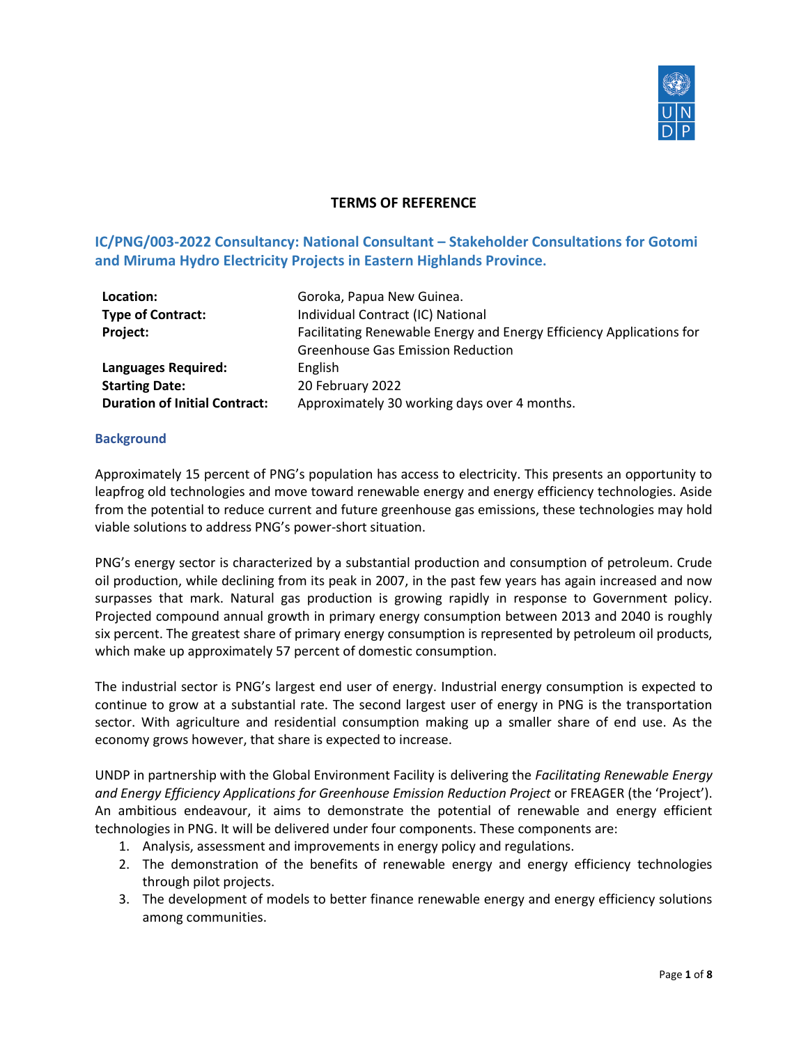# TERMS OF REFERENCE

## IC/PNG/003-2022 Consultancy: National Consultant – Stakeholder Consultations for Gotomi and Miruma Hydro Electricity Projects in Eastern Highlands Province.

| | |
|---|---|
| **Location:** | Goroka, Papua New Guinea. |
| **Type of Contract:** | Individual Contract (IC) National |
| **Project:** | Facilitating Renewable Energy and Energy Efficiency Applications for Greenhouse Gas Emission Reduction |
| **Languages Required:** | English |
| **Starting Date:** | 20 February 2022 |
| **Duration of Initial Contract:** | Approximately 30 working days over 4 months. |

### Background

Approximately 15 percent of PNG's population has access to electricity. This presents an opportunity to leapfrog old technologies and move toward renewable energy and energy efficiency technologies. Aside from the potential to reduce current and future greenhouse gas emissions, these technologies may hold viable solutions to address PNG's power-short situation.

PNG's energy sector is characterized by a substantial production and consumption of petroleum. Crude oil production, while declining from its peak in 2007, in the past few years has again increased and now surpasses that mark. Natural gas production is growing rapidly in response to Government policy. Projected compound annual growth in primary energy consumption between 2013 and 2040 is roughly six percent. The greatest share of primary energy consumption is represented by petroleum oil products, which make up approximately 57 percent of domestic consumption.

The industrial sector is PNG's largest end user of energy. Industrial energy consumption is expected to continue to grow at a substantial rate. The second largest user of energy in PNG is the transportation sector. With agriculture and residential consumption making up a smaller share of end use. As the economy grows however, that share is expected to increase.

UNDP in partnership with the Global Environment Facility is delivering the *Facilitating Renewable Energy and Energy Efficiency Applications for Greenhouse Emission Reduction Project* or FREAGER (the 'Project'). An ambitious endeavour, it aims to demonstrate the potential of renewable and energy efficient technologies in PNG. It will be delivered under four components. These components are:

1. Analysis, assessment and improvements in energy policy and regulations.
2. The demonstration of the benefits of renewable energy and energy efficiency technologies through pilot projects.
3. The development of models to better finance renewable energy and energy efficiency solutions among communities.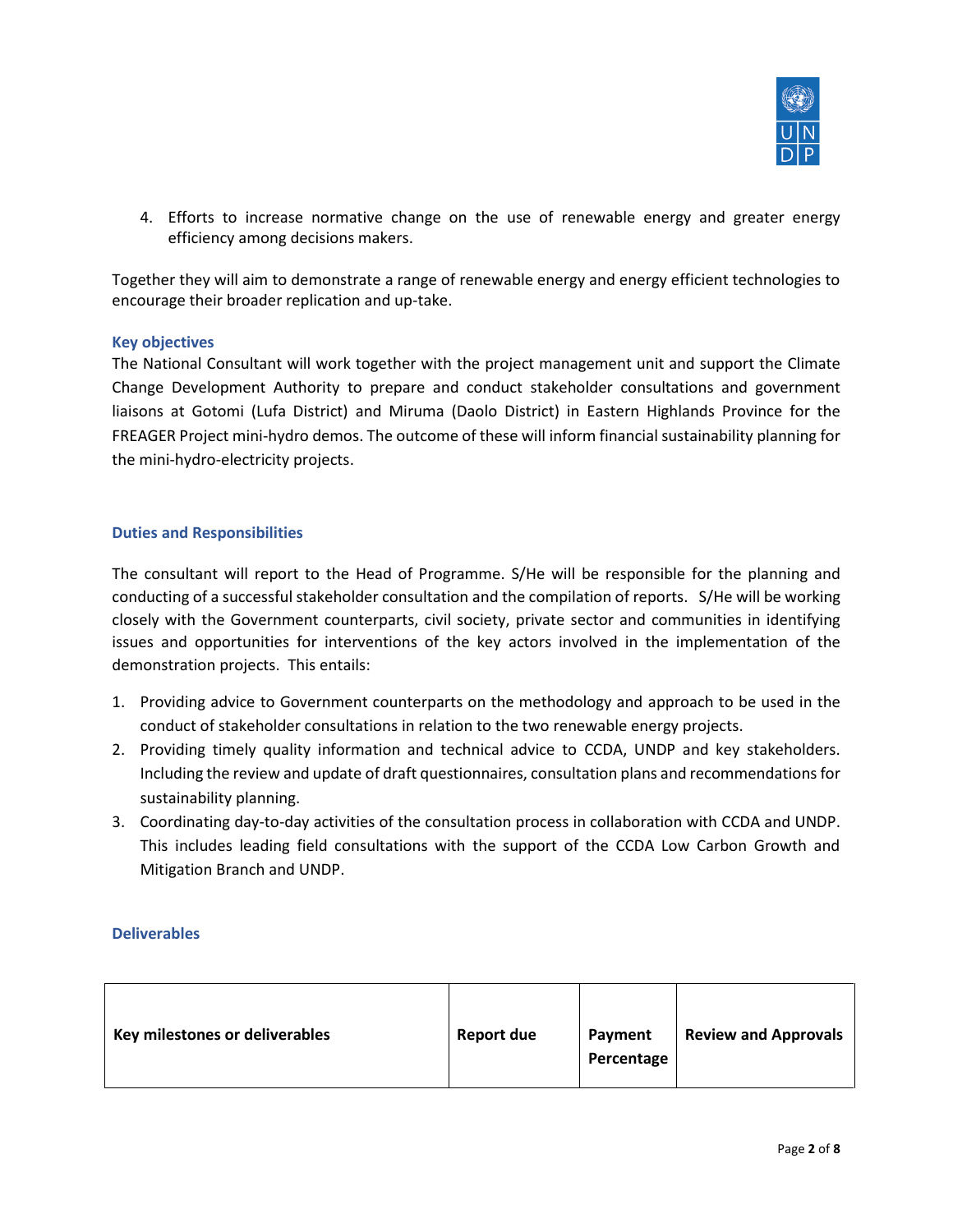4. Efforts to increase normative change on the use of renewable energy and greater energy efficiency among decisions makers.

Together they will aim to demonstrate a range of renewable energy and energy efficient technologies to encourage their broader replication and up-take.

### Key objectives

The National Consultant will work together with the project management unit and support the Climate Change Development Authority to prepare and conduct stakeholder consultations and government liaisons at Gotomi (Lufa District) and Miruma (Daolo District) in Eastern Highlands Province for the FREAGER Project mini-hydro demos. The outcome of these will inform financial sustainability planning for the mini-hydro-electricity projects.

### Duties and Responsibilities

The consultant will report to the Head of Programme. S/He will be responsible for the planning and conducting of a successful stakeholder consultation and the compilation of reports. S/He will be working closely with the Government counterparts, civil society, private sector and communities in identifying issues and opportunities for interventions of the key actors involved in the implementation of the demonstration projects. This entails:

1. Providing advice to Government counterparts on the methodology and approach to be used in the conduct of stakeholder consultations in relation to the two renewable energy projects.
2. Providing timely quality information and technical advice to CCDA, UNDP and key stakeholders. Including the review and update of draft questionnaires, consultation plans and recommendations for sustainability planning.
3. Coordinating day-to-day activities of the consultation process in collaboration with CCDA and UNDP. This includes leading field consultations with the support of the CCDA Low Carbon Growth and Mitigation Branch and UNDP.

### Deliverables

| Key milestones or deliverables | Report due | Payment Percentage | Review and Approvals |
|---|---|---|---|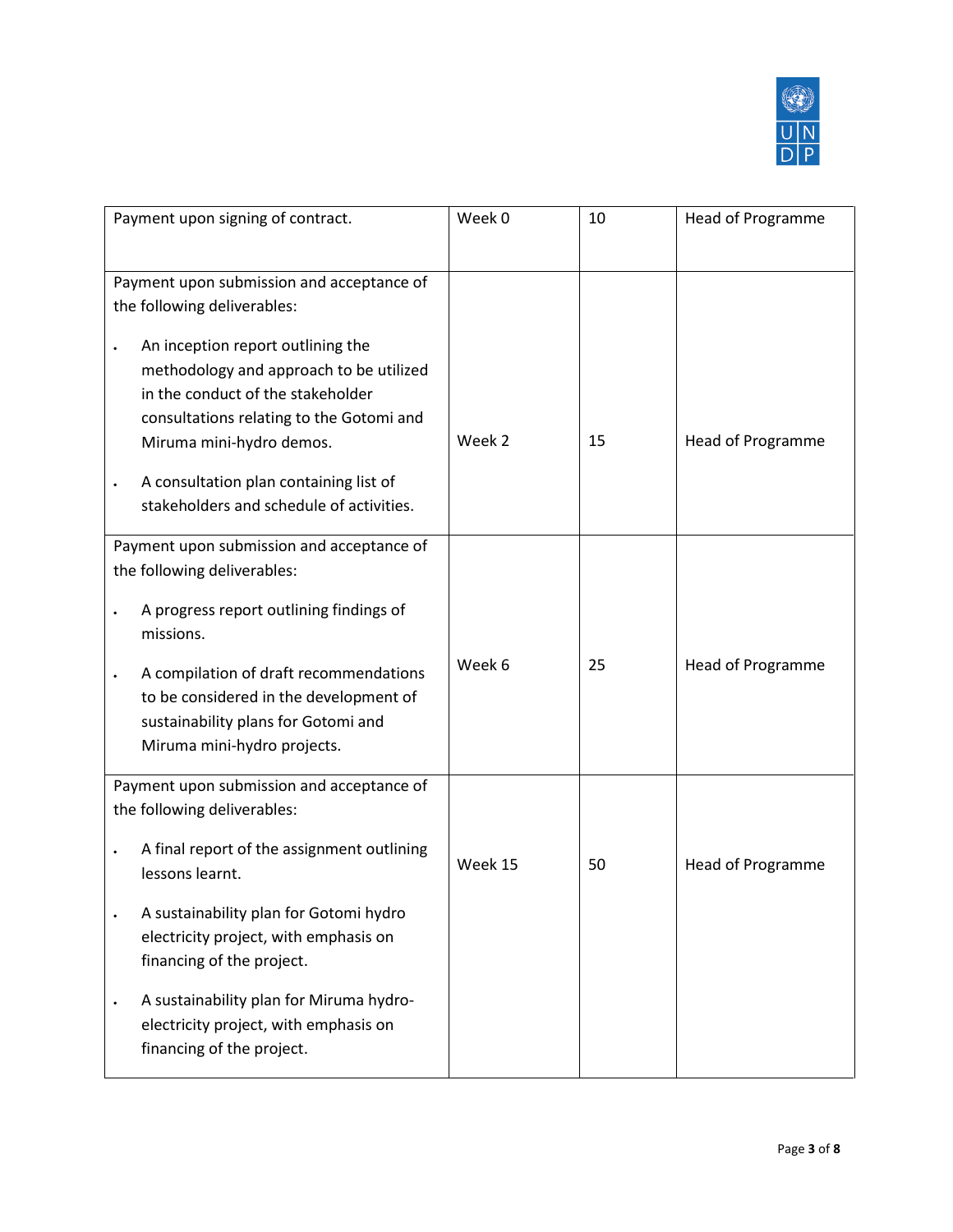| | | | |
|---|---|---|---|
| Payment upon signing of contract. | Week 0 | 10 | Head of Programme |
| Payment upon submission and acceptance of the following deliverables:<br><br>• An inception report outlining the methodology and approach to be utilized in the conduct of the stakeholder consultations relating to the Gotomi and Miruma mini-hydro demos.<br><br>• A consultation plan containing list of stakeholders and schedule of activities. | Week 2 | 15 | Head of Programme |
| Payment upon submission and acceptance of the following deliverables:<br><br>• A progress report outlining findings of missions.<br><br>• A compilation of draft recommendations to be considered in the development of sustainability plans for Gotomi and Miruma mini-hydro projects. | Week 6 | 25 | Head of Programme |
| Payment upon submission and acceptance of the following deliverables:<br><br>• A final report of the assignment outlining lessons learnt.<br><br>• A sustainability plan for Gotomi hydro electricity project, with emphasis on financing of the project.<br><br>• A sustainability plan for Miruma hydro-electricity project, with emphasis on financing of the project. | Week 15 | 50 | Head of Programme |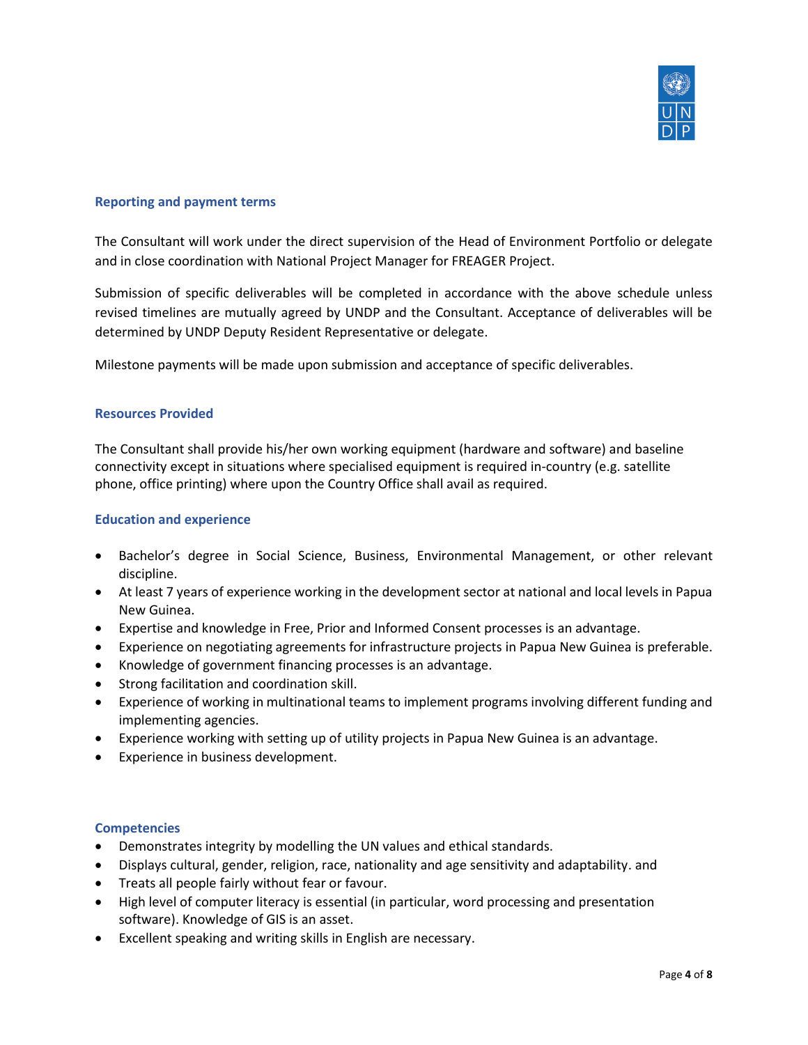## Reporting and payment terms

The Consultant will work under the direct supervision of the Head of Environment Portfolio or delegate and in close coordination with National Project Manager for FREAGER Project.

Submission of specific deliverables will be completed in accordance with the above schedule unless revised timelines are mutually agreed by UNDP and the Consultant. Acceptance of deliverables will be determined by UNDP Deputy Resident Representative or delegate.

Milestone payments will be made upon submission and acceptance of specific deliverables.

## Resources Provided

The Consultant shall provide his/her own working equipment (hardware and software) and baseline connectivity except in situations where specialised equipment is required in-country (e.g. satellite phone, office printing) where upon the Country Office shall avail as required.

## Education and experience

- Bachelor's degree in Social Science, Business, Environmental Management, or other relevant discipline.
- At least 7 years of experience working in the development sector at national and local levels in Papua New Guinea.
- Expertise and knowledge in Free, Prior and Informed Consent processes is an advantage.
- Experience on negotiating agreements for infrastructure projects in Papua New Guinea is preferable.
- Knowledge of government financing processes is an advantage.
- Strong facilitation and coordination skill.
- Experience of working in multinational teams to implement programs involving different funding and implementing agencies.
- Experience working with setting up of utility projects in Papua New Guinea is an advantage.
- Experience in business development.

## Competencies

- Demonstrates integrity by modelling the UN values and ethical standards.
- Displays cultural, gender, religion, race, nationality and age sensitivity and adaptability. and
- Treats all people fairly without fear or favour.
- High level of computer literacy is essential (in particular, word processing and presentation software). Knowledge of GIS is an asset.
- Excellent speaking and writing skills in English are necessary.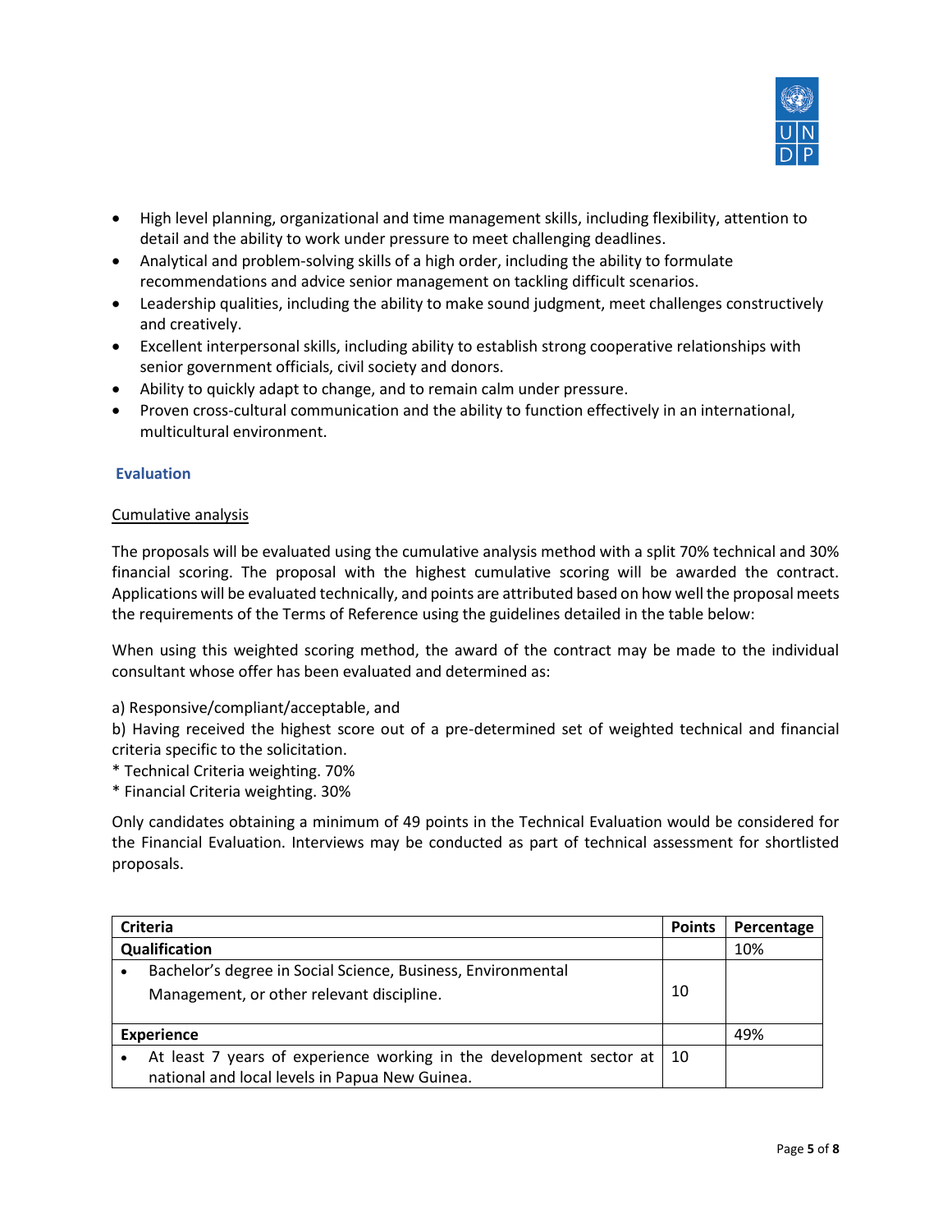- High level planning, organizational and time management skills, including flexibility, attention to detail and the ability to work under pressure to meet challenging deadlines.
- Analytical and problem-solving skills of a high order, including the ability to formulate recommendations and advice senior management on tackling difficult scenarios.
- Leadership qualities, including the ability to make sound judgment, meet challenges constructively and creatively.
- Excellent interpersonal skills, including ability to establish strong cooperative relationships with senior government officials, civil society and donors.
- Ability to quickly adapt to change, and to remain calm under pressure.
- Proven cross-cultural communication and the ability to function effectively in an international, multicultural environment.

## Evaluation

### Cumulative analysis

The proposals will be evaluated using the cumulative analysis method with a split 70% technical and 30% financial scoring. The proposal with the highest cumulative scoring will be awarded the contract. Applications will be evaluated technically, and points are attributed based on how well the proposal meets the requirements of the Terms of Reference using the guidelines detailed in the table below:

When using this weighted scoring method, the award of the contract may be made to the individual consultant whose offer has been evaluated and determined as:

a) Responsive/compliant/acceptable, and
b) Having received the highest score out of a pre-determined set of weighted technical and financial criteria specific to the solicitation.
* Technical Criteria weighting. 70%
* Financial Criteria weighting. 30%

Only candidates obtaining a minimum of 49 points in the Technical Evaluation would be considered for the Financial Evaluation. Interviews may be conducted as part of technical assessment for shortlisted proposals.

| Criteria | Points | Percentage |
|---|---|---|
| **Qualification** | | 10% |
| • Bachelor's degree in Social Science, Business, Environmental Management, or other relevant discipline. | 10 | |
| **Experience** | | 49% |
| • At least 7 years of experience working in the development sector at national and local levels in Papua New Guinea. | 10 | |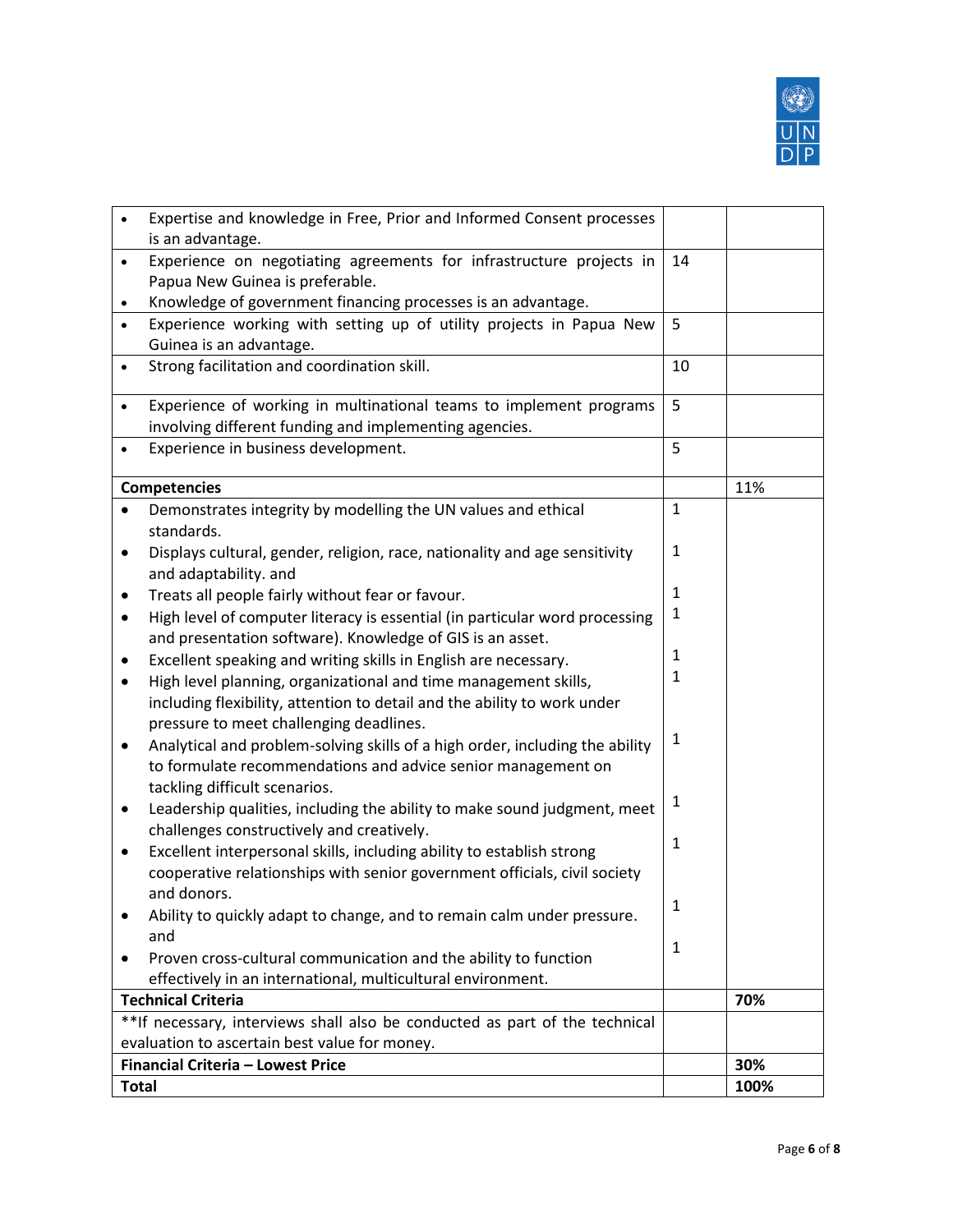| | | |
|---|---|---|
| • Expertise and knowledge in Free, Prior and Informed Consent processes is an advantage. | | |
| • Experience on negotiating agreements for infrastructure projects in Papua New Guinea is preferable.<br>• Knowledge of government financing processes is an advantage. | 14 | |
| • Experience working with setting up of utility projects in Papua New Guinea is an advantage. | 5 | |
| • Strong facilitation and coordination skill. | 10 | |
| • Experience of working in multinational teams to implement programs involving different funding and implementing agencies. | 5 | |
| • Experience in business development. | 5 | |
| **Competencies** | | 11% |
| • Demonstrates integrity by modelling the UN values and ethical standards.<br>• Displays cultural, gender, religion, race, nationality and age sensitivity and adaptability. and<br>• Treats all people fairly without fear or favour.<br>• High level of computer literacy is essential (in particular word processing and presentation software). Knowledge of GIS is an asset.<br>• Excellent speaking and writing skills in English are necessary.<br>• High level planning, organizational and time management skills, including flexibility, attention to detail and the ability to work under pressure to meet challenging deadlines.<br>• Analytical and problem-solving skills of a high order, including the ability to formulate recommendations and advice senior management on tackling difficult scenarios.<br>• Leadership qualities, including the ability to make sound judgment, meet challenges constructively and creatively.<br>• Excellent interpersonal skills, including ability to establish strong cooperative relationships with senior government officials, civil society and donors.<br>• Ability to quickly adapt to change, and to remain calm under pressure. and<br>• Proven cross-cultural communication and the ability to function effectively in an international, multicultural environment. | 1<br>1<br>1<br>1<br>1<br>1<br>1<br>1<br>1<br>1<br>1 | |
| **Technical Criteria** | | **70%** |
| **If necessary, interviews shall also be conducted as part of the technical evaluation to ascertain best value for money. | | |
| **Financial Criteria – Lowest Price** | | **30%** |
| **Total** | | **100%** |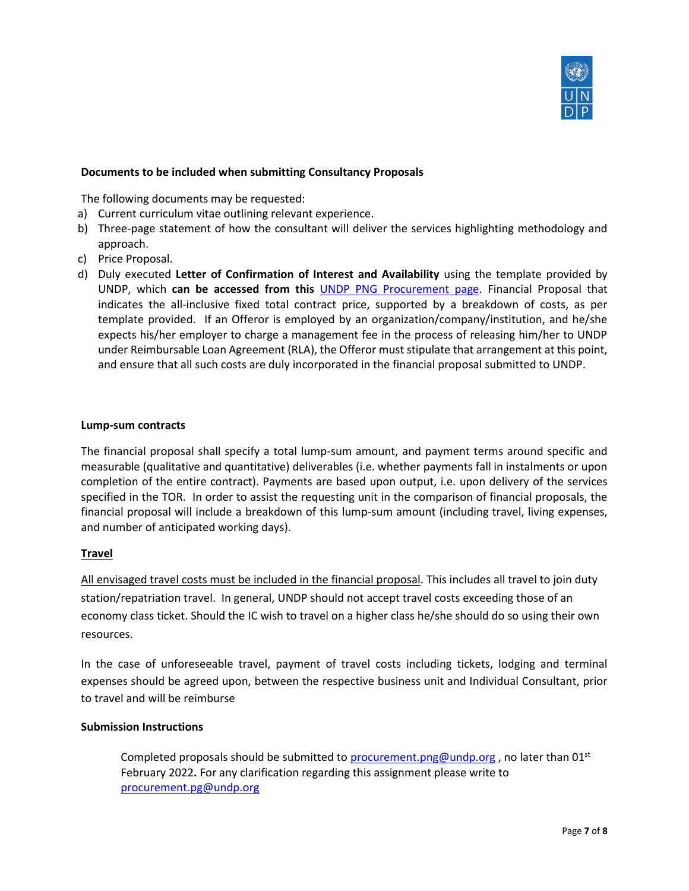**Documents to be included when submitting Consultancy Proposals**

The following documents may be requested:

a) Current curriculum vitae outlining relevant experience.
b) Three-page statement of how the consultant will deliver the services highlighting methodology and approach.
c) Price Proposal.
d) Duly executed **Letter of Confirmation of Interest and Availability** using the template provided by UNDP, which **can be accessed from this** [UNDP PNG Procurement page](). Financial Proposal that indicates the all-inclusive fixed total contract price, supported by a breakdown of costs, as per template provided. If an Offeror is employed by an organization/company/institution, and he/she expects his/her employer to charge a management fee in the process of releasing him/her to UNDP under Reimbursable Loan Agreement (RLA), the Offeror must stipulate that arrangement at this point, and ensure that all such costs are duly incorporated in the financial proposal submitted to UNDP.

**Lump-sum contracts**

The financial proposal shall specify a total lump-sum amount, and payment terms around specific and measurable (qualitative and quantitative) deliverables (i.e. whether payments fall in instalments or upon completion of the entire contract). Payments are based upon output, i.e. upon delivery of the services specified in the TOR. In order to assist the requesting unit in the comparison of financial proposals, the financial proposal will include a breakdown of this lump-sum amount (including travel, living expenses, and number of anticipated working days).

**Travel**

All envisaged travel costs must be included in the financial proposal. This includes all travel to join duty station/repatriation travel. In general, UNDP should not accept travel costs exceeding those of an economy class ticket. Should the IC wish to travel on a higher class he/she should do so using their own resources.

In the case of unforeseeable travel, payment of travel costs including tickets, lodging and terminal expenses should be agreed upon, between the respective business unit and Individual Consultant, prior to travel and will be reimburse

**Submission Instructions**

Completed proposals should be submitted to procurement.png@undp.org , no later than 01st February 2022**.** For any clarification regarding this assignment please write to procurement.pg@undp.org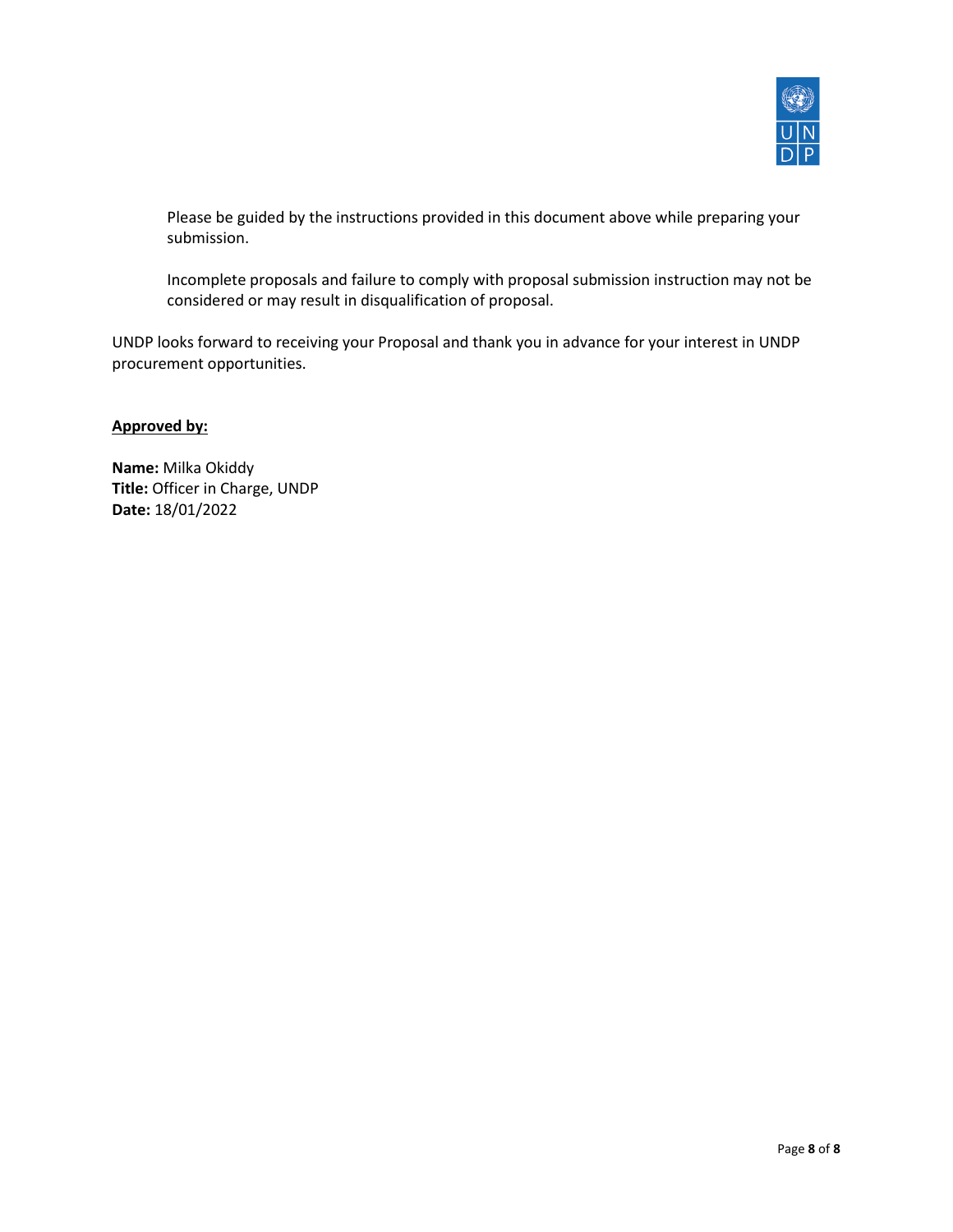Please be guided by the instructions provided in this document above while preparing your submission.

Incomplete proposals and failure to comply with proposal submission instruction may not be considered or may result in disqualification of proposal.

UNDP looks forward to receiving your Proposal and thank you in advance for your interest in UNDP procurement opportunities.

**Approved by:**

**Name:** Milka Okiddy
**Title:** Officer in Charge, UNDP
**Date:** 18/01/2022